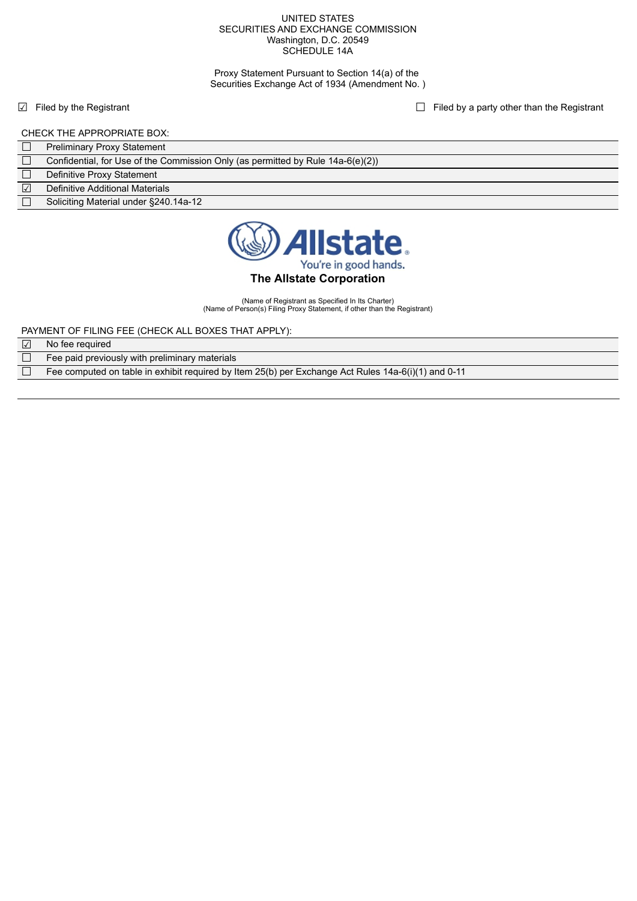UNITED STATES
SECURITIES AND EXCHANGE COMMISSION
Washington, D.C. 20549
SCHEDULE 14A

Proxy Statement Pursuant to Section 14(a) of the
Securities Exchange Act of 1934 (Amendment No. )

☑ Filed by the Registrant ☐ Filed by a party other than the Registrant

CHECK THE APPROPRIATE BOX:

| | |
|---|---|
| ☐ | Preliminary Proxy Statement |
| ☐ | Confidential, for Use of the Commission Only (as permitted by Rule 14a-6(e)(2)) |
| ☐ | Definitive Proxy Statement |
| ☑ | Definitive Additional Materials |
| ☐ | Soliciting Material under §240.14a-12 |

Allstate
You're in good hands.

**The Allstate Corporation**

(Name of Registrant as Specified In Its Charter)
(Name of Person(s) Filing Proxy Statement, if other than the Registrant)

PAYMENT OF FILING FEE (CHECK ALL BOXES THAT APPLY):

| | |
|---|---|
| ☑ | No fee required |
| ☐ | Fee paid previously with preliminary materials |
| ☐ | Fee computed on table in exhibit required by Item 25(b) per Exchange Act Rules 14a-6(i)(1) and 0-11 |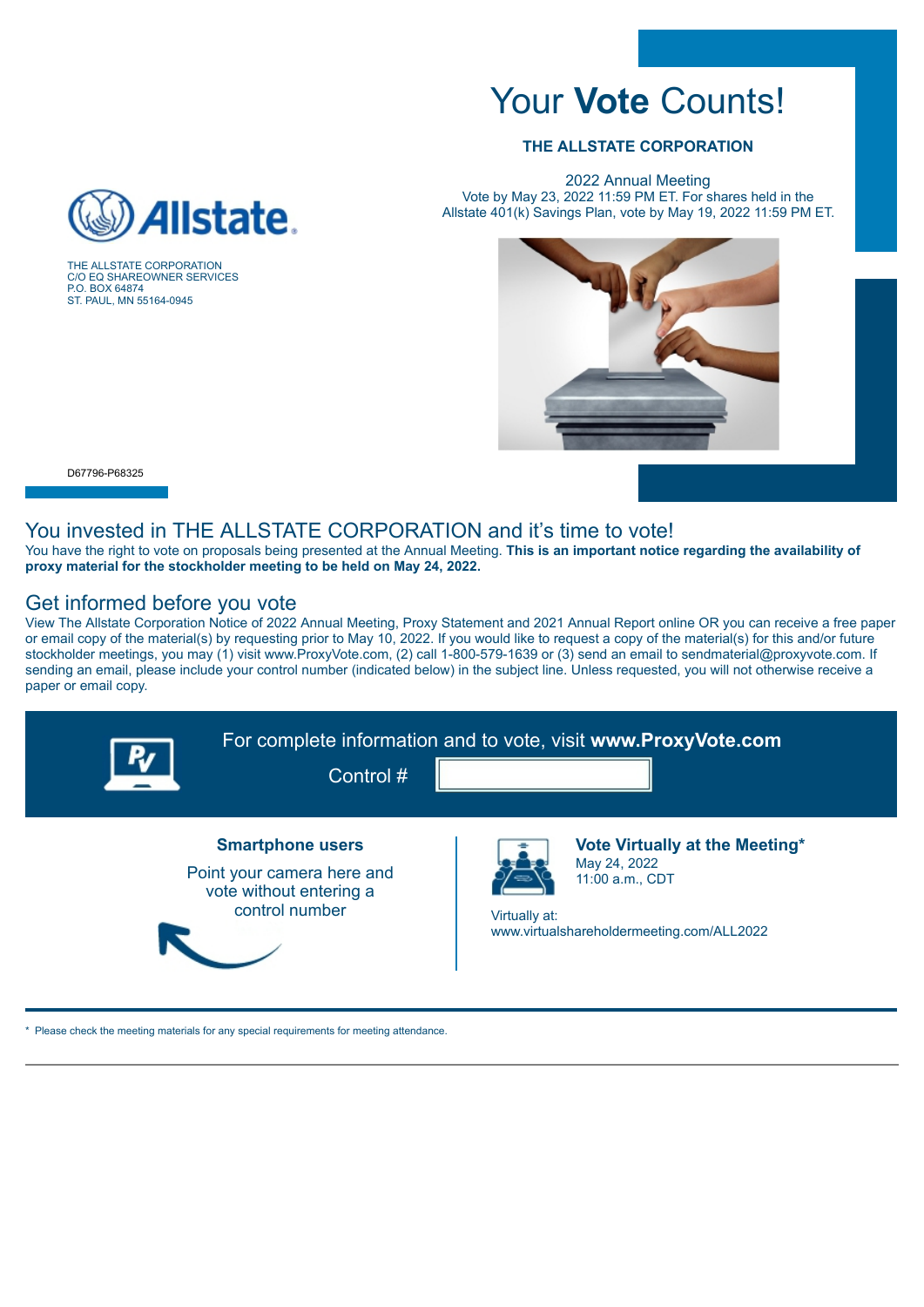# Your **Vote** Counts!

**THE ALLSTATE CORPORATION**

2022 Annual Meeting
Vote by May 23, 2022 11:59 PM ET. For shares held in the Allstate 401(k) Savings Plan, vote by May 19, 2022 11:59 PM ET.

THE ALLSTATE CORPORATION
C/O EQ SHAREOWNER SERVICES
P.O. BOX 64874
ST. PAUL, MN 55164-0945

D67796-P68325

## You invested in THE ALLSTATE CORPORATION and it's time to vote!

You have the right to vote on proposals being presented at the Annual Meeting. **This is an important notice regarding the availability of proxy material for the stockholder meeting to be held on May 24, 2022.**

## Get informed before you vote

View The Allstate Corporation Notice of 2022 Annual Meeting, Proxy Statement and 2021 Annual Report online OR you can receive a free paper or email copy of the material(s) by requesting prior to May 10, 2022. If you would like to request a copy of the material(s) for this and/or future stockholder meetings, you may (1) visit www.ProxyVote.com, (2) call 1-800-579-1639 or (3) send an email to sendmaterial@proxyvote.com. If sending an email, please include your control number (indicated below) in the subject line. Unless requested, you will not otherwise receive a paper or email copy.

For complete information and to vote, visit **www.ProxyVote.com**

Control #

**Smartphone users**

Point your camera here and vote without entering a control number

**Vote Virtually at the Meeting***
May 24, 2022
11:00 a.m., CDT

Virtually at:
www.virtualshareholdermeeting.com/ALL2022

* Please check the meeting materials for any special requirements for meeting attendance.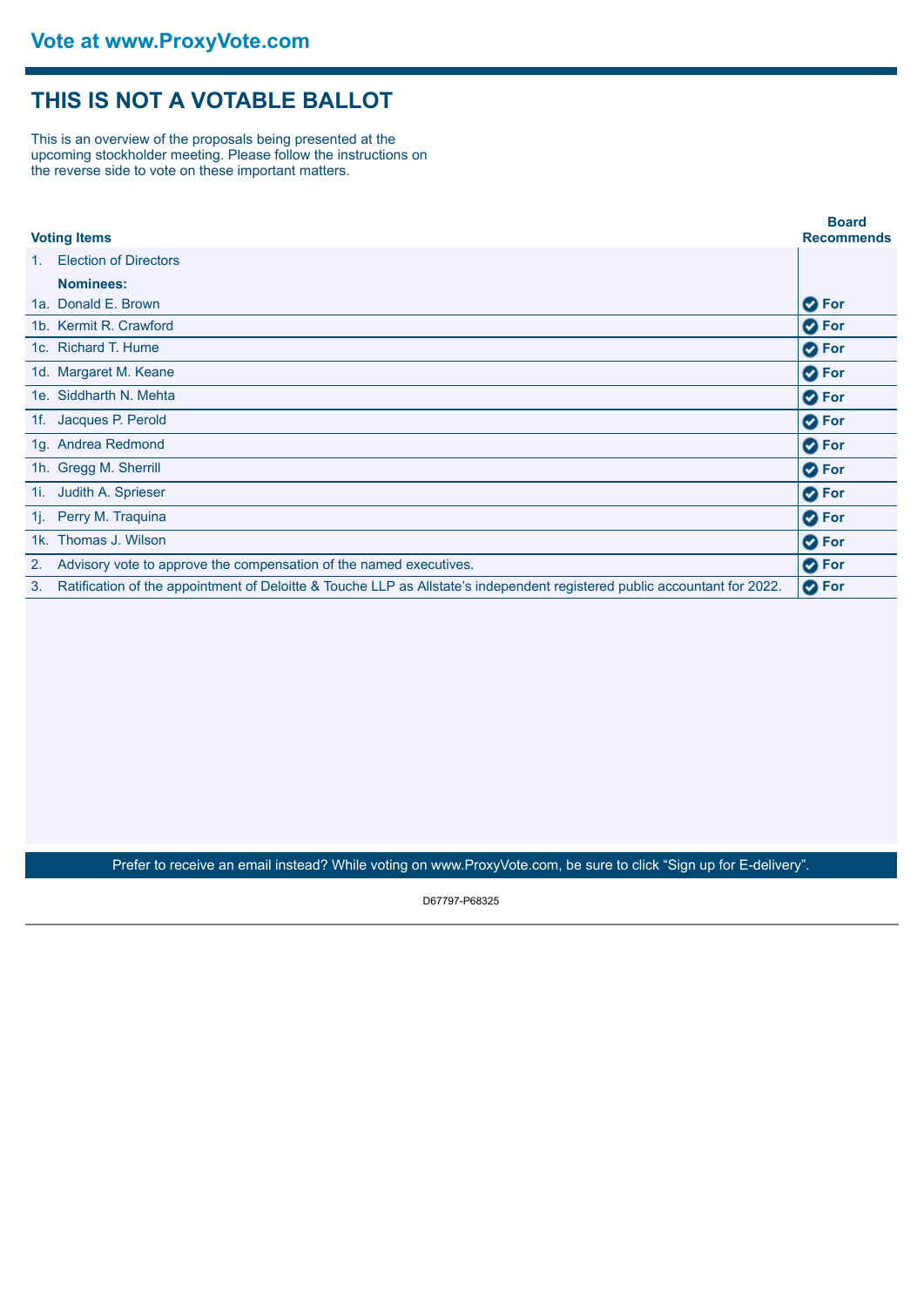**Vote at www.ProxyVote.com**

# THIS IS NOT A VOTABLE BALLOT

This is an overview of the proposals being presented at the upcoming stockholder meeting. Please follow the instructions on the reverse side to vote on these important matters.

| Voting Items | Board Recommends |
|---|---|
| 1. Election of Directors | |
| **Nominees:** | |
| 1a. Donald E. Brown | For |
| 1b. Kermit R. Crawford | For |
| 1c. Richard T. Hume | For |
| 1d. Margaret M. Keane | For |
| 1e. Siddharth N. Mehta | For |
| 1f. Jacques P. Perold | For |
| 1g. Andrea Redmond | For |
| 1h. Gregg M. Sherrill | For |
| 1i. Judith A. Sprieser | For |
| 1j. Perry M. Traquina | For |
| 1k. Thomas J. Wilson | For |
| 2. Advisory vote to approve the compensation of the named executives. | For |
| 3. Ratification of the appointment of Deloitte & Touche LLP as Allstate's independent registered public accountant for 2022. | For |

Prefer to receive an email instead? While voting on www.ProxyVote.com, be sure to click "Sign up for E-delivery".

D67797-P68325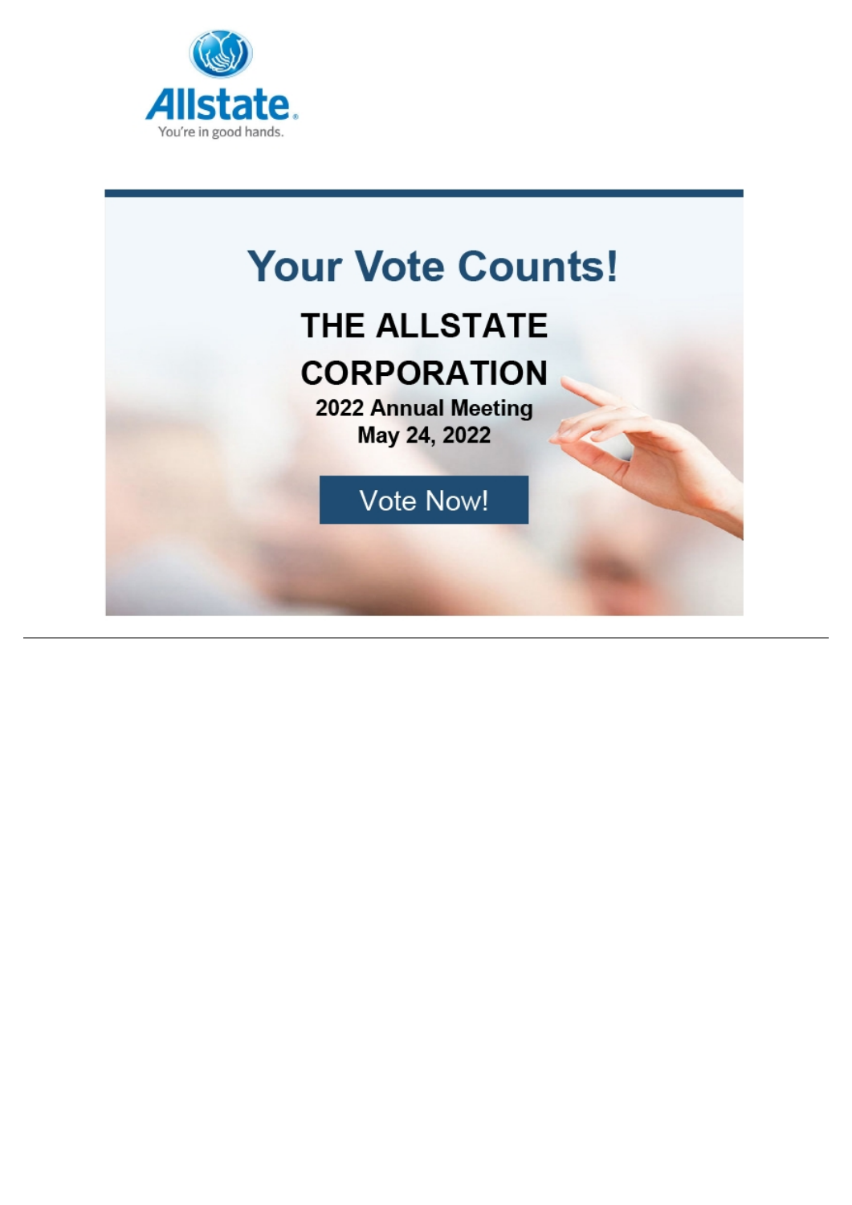Allstate

You're in good hands.

# Your Vote Counts!

## THE ALLSTATE CORPORATION

**2022 Annual Meeting**

**May 24, 2022**

Vote Now!

---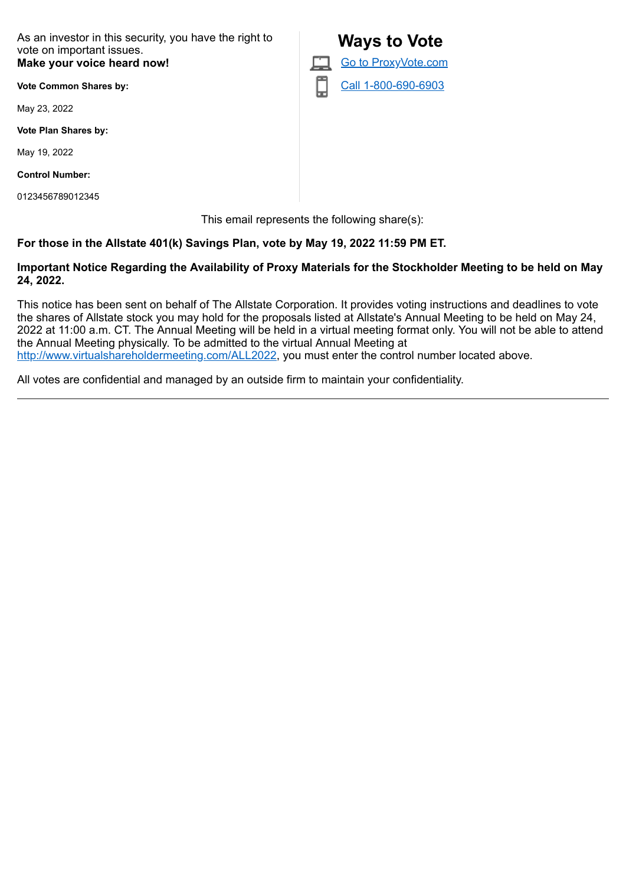As an investor in this security, you have the right to vote on important issues.
**Make your voice heard now!**

**Vote Common Shares by:**

May 23, 2022

**Vote Plan Shares by:**

May 19, 2022

**Control Number:**

0123456789012345

## Ways to Vote

[Go to ProxyVote.com](ProxyVote.com)

[Call 1-800-690-6903](tel:1-800-690-6903)

This email represents the following share(s):

**For those in the Allstate 401(k) Savings Plan, vote by May 19, 2022 11:59 PM ET.**

**Important Notice Regarding the Availability of Proxy Materials for the Stockholder Meeting to be held on May 24, 2022.**

This notice has been sent on behalf of The Allstate Corporation. It provides voting instructions and deadlines to vote the shares of Allstate stock you may hold for the proposals listed at Allstate's Annual Meeting to be held on May 24, 2022 at 11:00 a.m. CT. The Annual Meeting will be held in a virtual meeting format only. You will not be able to attend the Annual Meeting physically. To be admitted to the virtual Annual Meeting at http://www.virtualshareholdermeeting.com/ALL2022, you must enter the control number located above.

All votes are confidential and managed by an outside firm to maintain your confidentiality.

---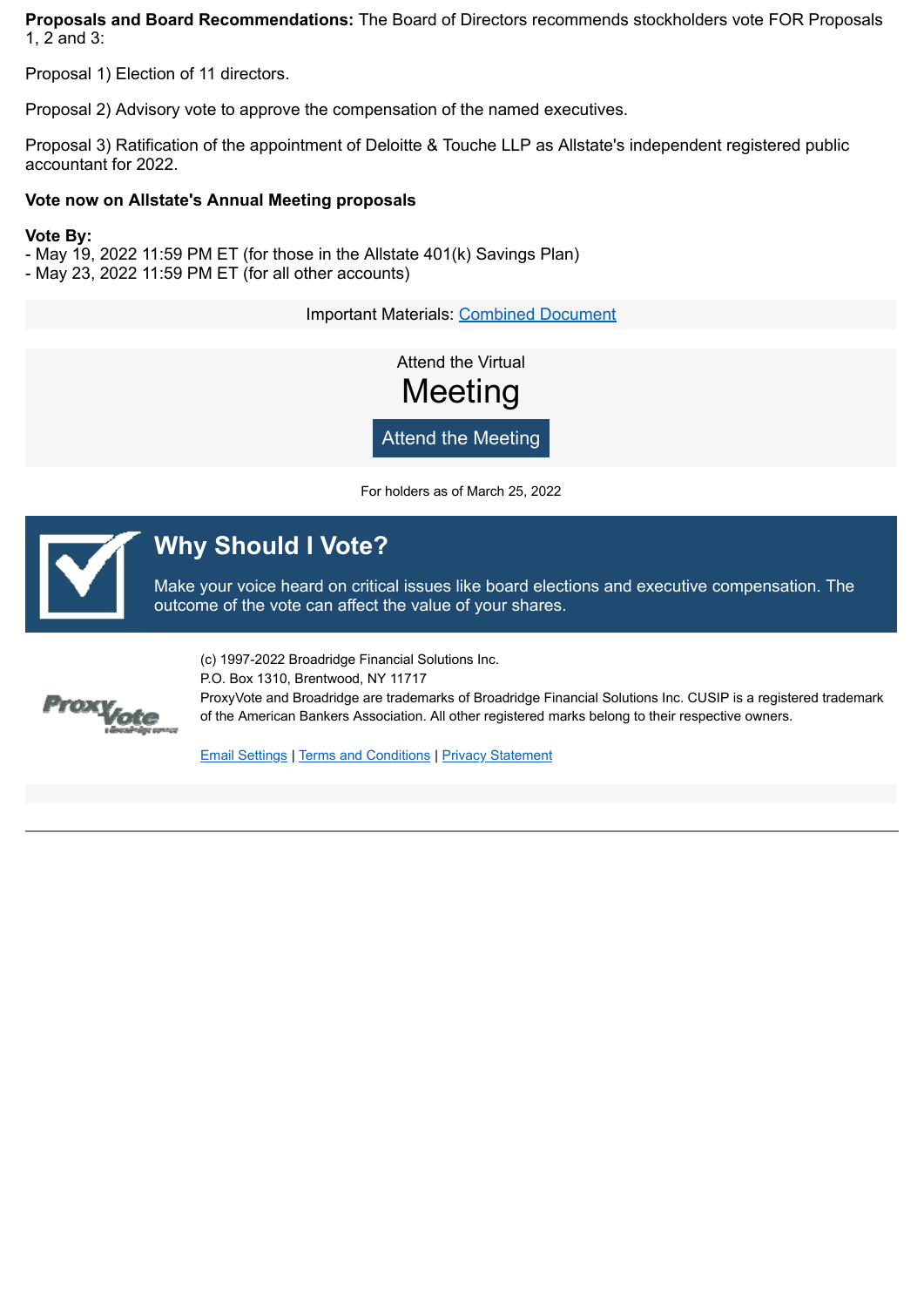**Proposals and Board Recommendations:** The Board of Directors recommends stockholders vote FOR Proposals 1, 2 and 3:

Proposal 1) Election of 11 directors.

Proposal 2) Advisory vote to approve the compensation of the named executives.

Proposal 3) Ratification of the appointment of Deloitte & Touche LLP as Allstate's independent registered public accountant for 2022.

**Vote now on Allstate's Annual Meeting proposals**

**Vote By:**
- May 19, 2022 11:59 PM ET (for those in the Allstate 401(k) Savings Plan)
- May 23, 2022 11:59 PM ET (for all other accounts)

Important Materials: Combined Document

Attend the Virtual

Meeting

Attend the Meeting

For holders as of March 25, 2022

## Why Should I Vote?

Make your voice heard on critical issues like board elections and executive compensation. The outcome of the vote can affect the value of your shares.

(c) 1997-2022 Broadridge Financial Solutions Inc.
P.O. Box 1310, Brentwood, NY 11717
ProxyVote and Broadridge are trademarks of Broadridge Financial Solutions Inc. CUSIP is a registered trademark of the American Bankers Association. All other registered marks belong to their respective owners.

Email Settings | Terms and Conditions | Privacy Statement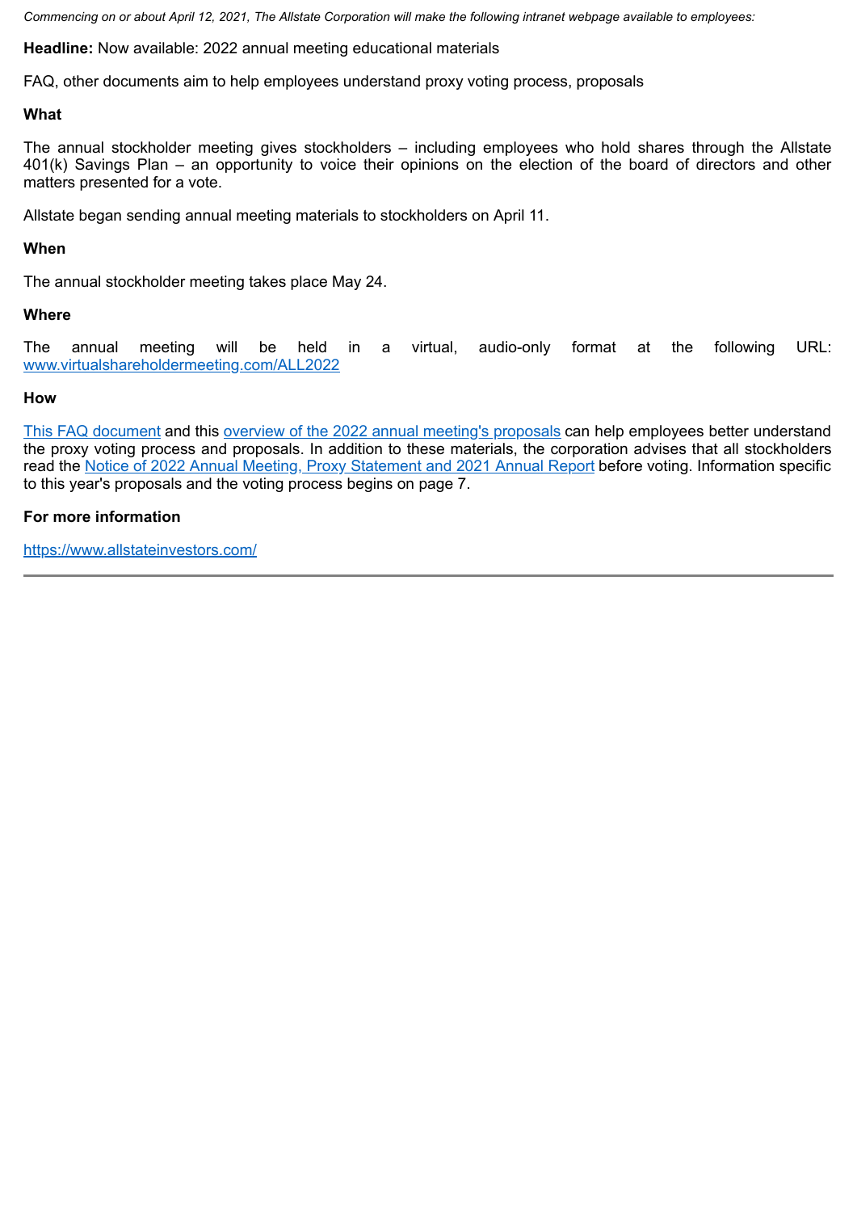*Commencing on or about April 12, 2021, The Allstate Corporation will make the following intranet webpage available to employees:*

**Headline:** Now available: 2022 annual meeting educational materials

FAQ, other documents aim to help employees understand proxy voting process, proposals

**What**

The annual stockholder meeting gives stockholders – including employees who hold shares through the Allstate 401(k) Savings Plan – an opportunity to voice their opinions on the election of the board of directors and other matters presented for a vote.

Allstate began sending annual meeting materials to stockholders on April 11.

**When**

The annual stockholder meeting takes place May 24.

**Where**

The annual meeting will be held in a virtual, audio-only format at the following URL: [www.virtualshareholdermeeting.com/ALL2022](www.virtualshareholdermeeting.com/ALL2022)

**How**

This FAQ document and this overview of the 2022 annual meeting's proposals can help employees better understand the proxy voting process and proposals. In addition to these materials, the corporation advises that all stockholders read the Notice of 2022 Annual Meeting, Proxy Statement and 2021 Annual Report before voting. Information specific to this year's proposals and the voting process begins on page 7.

**For more information**

[https://www.allstateinvestors.com/](https://www.allstateinvestors.com/)

---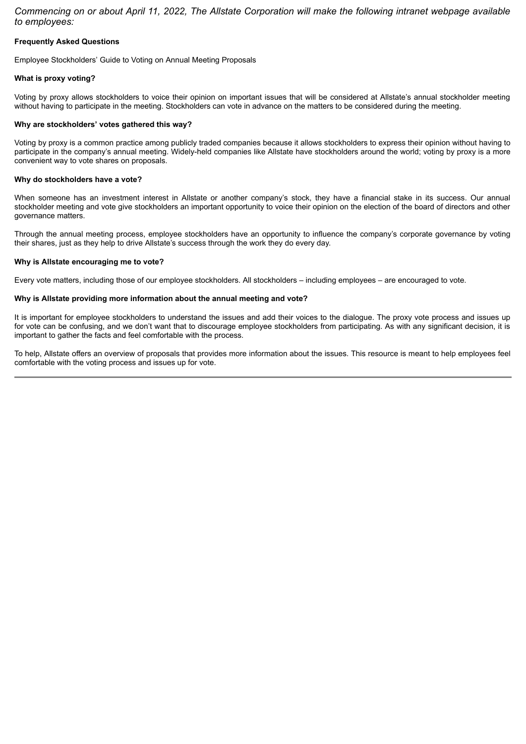*Commencing on or about April 11, 2022, The Allstate Corporation will make the following intranet webpage available to employees:*

**Frequently Asked Questions**

Employee Stockholders' Guide to Voting on Annual Meeting Proposals

**What is proxy voting?**

Voting by proxy allows stockholders to voice their opinion on important issues that will be considered at Allstate's annual stockholder meeting without having to participate in the meeting. Stockholders can vote in advance on the matters to be considered during the meeting.

**Why are stockholders' votes gathered this way?**

Voting by proxy is a common practice among publicly traded companies because it allows stockholders to express their opinion without having to participate in the company's annual meeting. Widely-held companies like Allstate have stockholders around the world; voting by proxy is a more convenient way to vote shares on proposals.

**Why do stockholders have a vote?**

When someone has an investment interest in Allstate or another company's stock, they have a financial stake in its success. Our annual stockholder meeting and vote give stockholders an important opportunity to voice their opinion on the election of the board of directors and other governance matters.

Through the annual meeting process, employee stockholders have an opportunity to influence the company's corporate governance by voting their shares, just as they help to drive Allstate's success through the work they do every day.

**Why is Allstate encouraging me to vote?**

Every vote matters, including those of our employee stockholders. All stockholders – including employees – are encouraged to vote.

**Why is Allstate providing more information about the annual meeting and vote?**

It is important for employee stockholders to understand the issues and add their voices to the dialogue. The proxy vote process and issues up for vote can be confusing, and we don't want that to discourage employee stockholders from participating. As with any significant decision, it is important to gather the facts and feel comfortable with the process.

To help, Allstate offers an overview of proposals that provides more information about the issues. This resource is meant to help employees feel comfortable with the voting process and issues up for vote.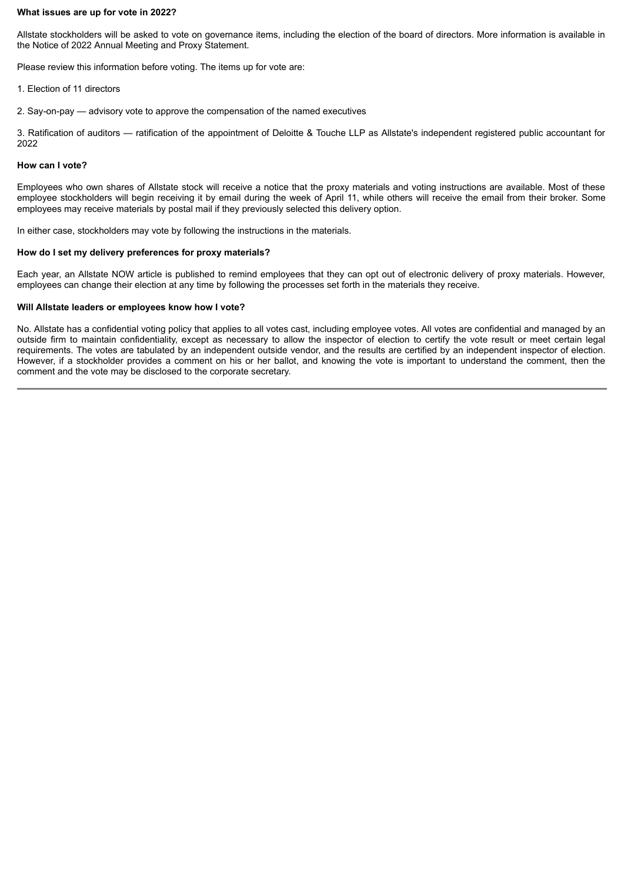**What issues are up for vote in 2022?**

Allstate stockholders will be asked to vote on governance items, including the election of the board of directors. More information is available in the Notice of 2022 Annual Meeting and Proxy Statement.

Please review this information before voting. The items up for vote are:

1. Election of 11 directors

2. Say-on-pay — advisory vote to approve the compensation of the named executives

3. Ratification of auditors — ratification of the appointment of Deloitte & Touche LLP as Allstate's independent registered public accountant for 2022

**How can I vote?**

Employees who own shares of Allstate stock will receive a notice that the proxy materials and voting instructions are available. Most of these employee stockholders will begin receiving it by email during the week of April 11, while others will receive the email from their broker. Some employees may receive materials by postal mail if they previously selected this delivery option.

In either case, stockholders may vote by following the instructions in the materials.

**How do I set my delivery preferences for proxy materials?**

Each year, an Allstate NOW article is published to remind employees that they can opt out of electronic delivery of proxy materials. However, employees can change their election at any time by following the processes set forth in the materials they receive.

**Will Allstate leaders or employees know how I vote?**

No. Allstate has a confidential voting policy that applies to all votes cast, including employee votes. All votes are confidential and managed by an outside firm to maintain confidentiality, except as necessary to allow the inspector of election to certify the vote result or meet certain legal requirements. The votes are tabulated by an independent outside vendor, and the results are certified by an independent inspector of election. However, if a stockholder provides a comment on his or her ballot, and knowing the vote is important to understand the comment, then the comment and the vote may be disclosed to the corporate secretary.

---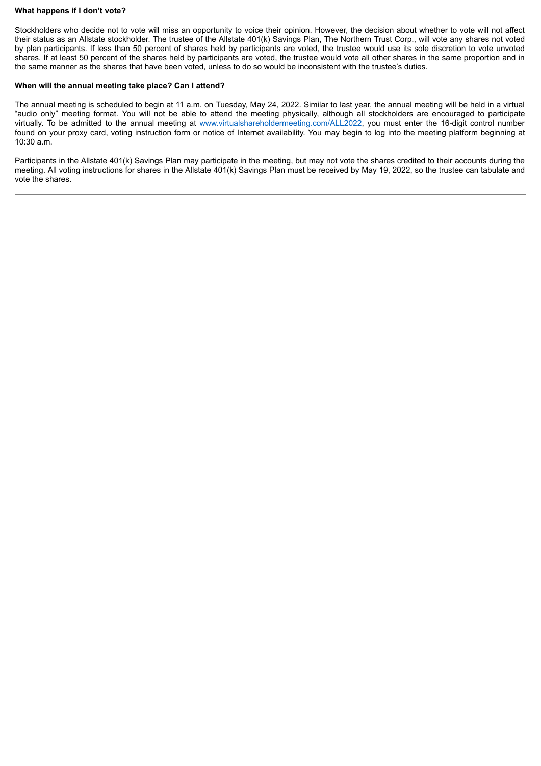**What happens if I don't vote?**

Stockholders who decide not to vote will miss an opportunity to voice their opinion. However, the decision about whether to vote will not affect their status as an Allstate stockholder. The trustee of the Allstate 401(k) Savings Plan, The Northern Trust Corp., will vote any shares not voted by plan participants. If less than 50 percent of shares held by participants are voted, the trustee would use its sole discretion to vote unvoted shares. If at least 50 percent of the shares held by participants are voted, the trustee would vote all other shares in the same proportion and in the same manner as the shares that have been voted, unless to do so would be inconsistent with the trustee's duties.

**When will the annual meeting take place? Can I attend?**

The annual meeting is scheduled to begin at 11 a.m. on Tuesday, May 24, 2022. Similar to last year, the annual meeting will be held in a virtual "audio only" meeting format. You will not be able to attend the meeting physically, although all stockholders are encouraged to participate virtually. To be admitted to the annual meeting at www.virtualshareholdermeeting.com/ALL2022, you must enter the 16-digit control number found on your proxy card, voting instruction form or notice of Internet availability. You may begin to log into the meeting platform beginning at 10:30 a.m.

Participants in the Allstate 401(k) Savings Plan may participate in the meeting, but may not vote the shares credited to their accounts during the meeting. All voting instructions for shares in the Allstate 401(k) Savings Plan must be received by May 19, 2022, so the trustee can tabulate and vote the shares.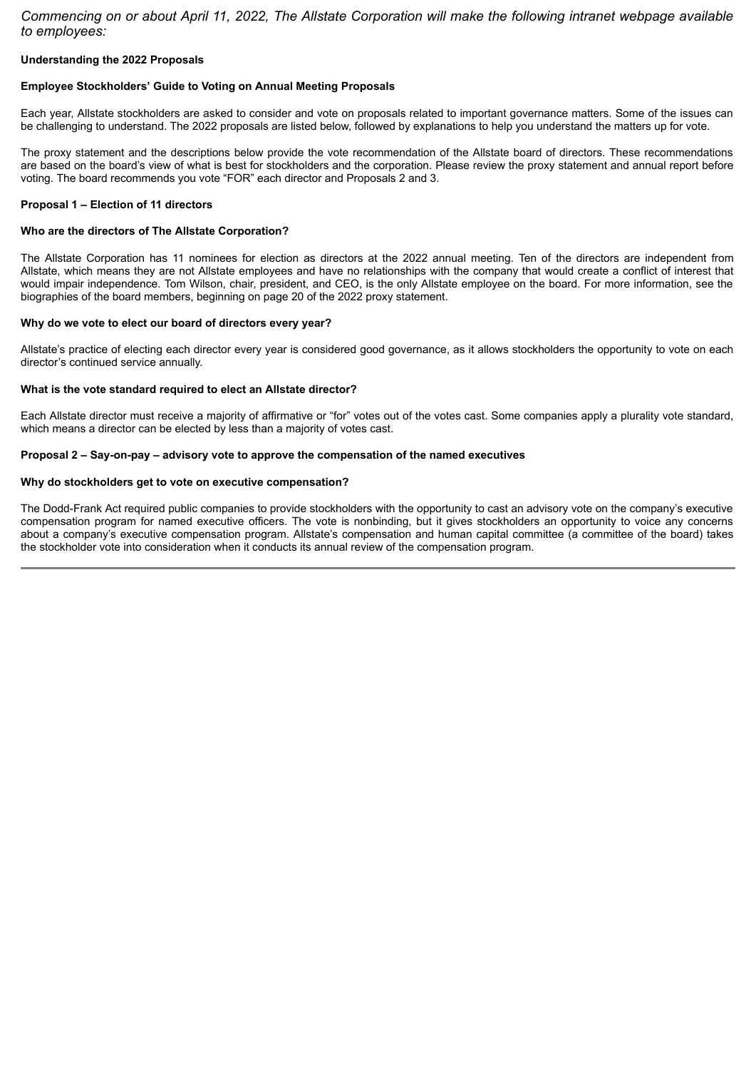*Commencing on or about April 11, 2022, The Allstate Corporation will make the following intranet webpage available to employees:*

**Understanding the 2022 Proposals**

**Employee Stockholders' Guide to Voting on Annual Meeting Proposals**

Each year, Allstate stockholders are asked to consider and vote on proposals related to important governance matters. Some of the issues can be challenging to understand. The 2022 proposals are listed below, followed by explanations to help you understand the matters up for vote.

The proxy statement and the descriptions below provide the vote recommendation of the Allstate board of directors. These recommendations are based on the board's view of what is best for stockholders and the corporation. Please review the proxy statement and annual report before voting. The board recommends you vote "FOR" each director and Proposals 2 and 3.

**Proposal 1 – Election of 11 directors**

**Who are the directors of The Allstate Corporation?**

The Allstate Corporation has 11 nominees for election as directors at the 2022 annual meeting. Ten of the directors are independent from Allstate, which means they are not Allstate employees and have no relationships with the company that would create a conflict of interest that would impair independence. Tom Wilson, chair, president, and CEO, is the only Allstate employee on the board. For more information, see the biographies of the board members, beginning on page 20 of the 2022 proxy statement.

**Why do we vote to elect our board of directors every year?**

Allstate's practice of electing each director every year is considered good governance, as it allows stockholders the opportunity to vote on each director's continued service annually.

**What is the vote standard required to elect an Allstate director?**

Each Allstate director must receive a majority of affirmative or "for" votes out of the votes cast. Some companies apply a plurality vote standard, which means a director can be elected by less than a majority of votes cast.

**Proposal 2 – Say-on-pay – advisory vote to approve the compensation of the named executives**

**Why do stockholders get to vote on executive compensation?**

The Dodd-Frank Act required public companies to provide stockholders with the opportunity to cast an advisory vote on the company's executive compensation program for named executive officers. The vote is nonbinding, but it gives stockholders an opportunity to voice any concerns about a company's executive compensation program. Allstate's compensation and human capital committee (a committee of the board) takes the stockholder vote into consideration when it conducts its annual review of the compensation program.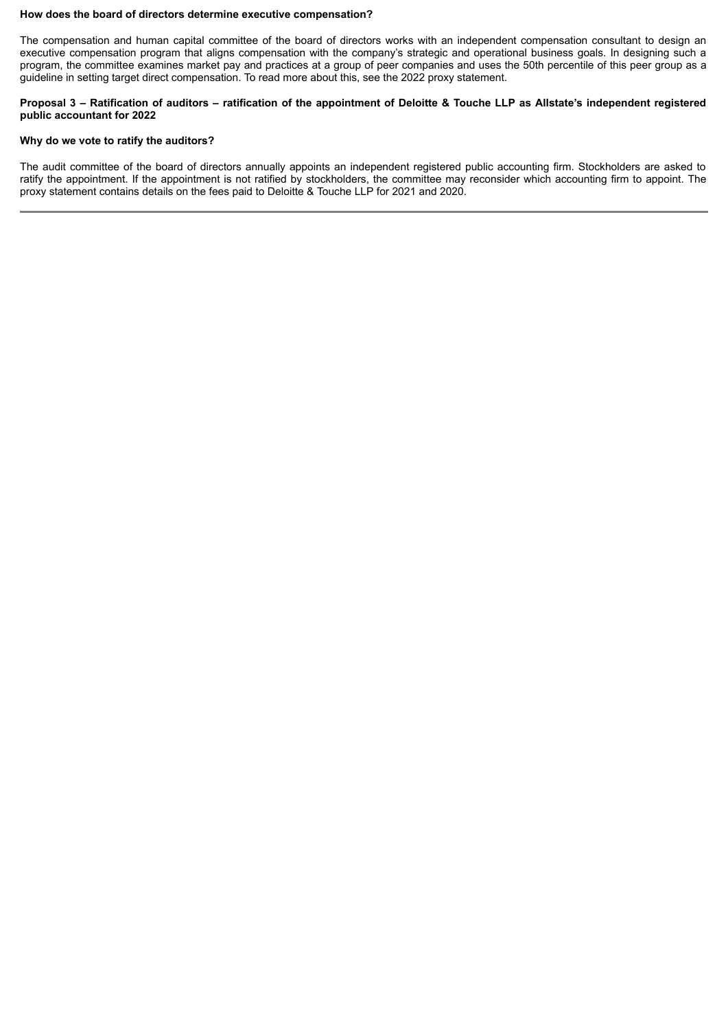**How does the board of directors determine executive compensation?**

The compensation and human capital committee of the board of directors works with an independent compensation consultant to design an executive compensation program that aligns compensation with the company's strategic and operational business goals. In designing such a program, the committee examines market pay and practices at a group of peer companies and uses the 50th percentile of this peer group as a guideline in setting target direct compensation. To read more about this, see the 2022 proxy statement.

**Proposal 3 – Ratification of auditors – ratification of the appointment of Deloitte & Touche LLP as Allstate's independent registered public accountant for 2022**

**Why do we vote to ratify the auditors?**

The audit committee of the board of directors annually appoints an independent registered public accounting firm. Stockholders are asked to ratify the appointment. If the appointment is not ratified by stockholders, the committee may reconsider which accounting firm to appoint. The proxy statement contains details on the fees paid to Deloitte & Touche LLP for 2021 and 2020.